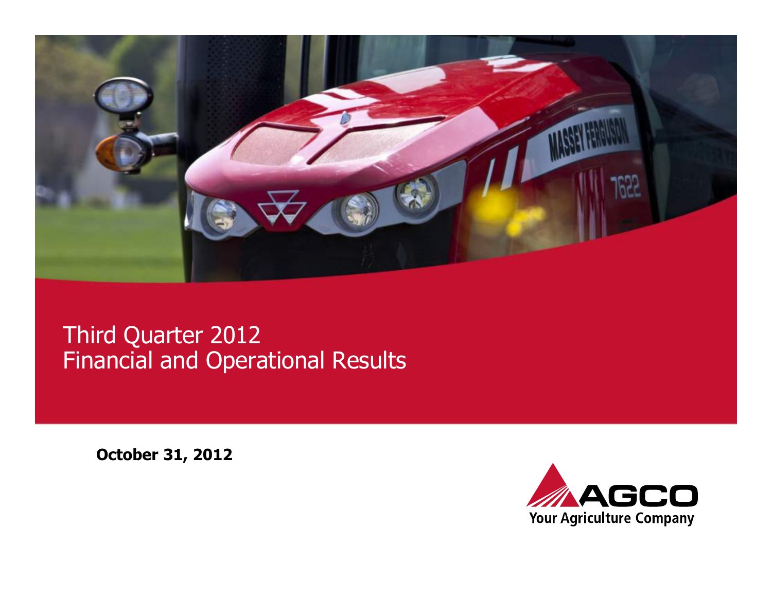# Third Quarter 2012
# Financial and Operational Results

**October 31, 2012**

AGCO
Your Agriculture Company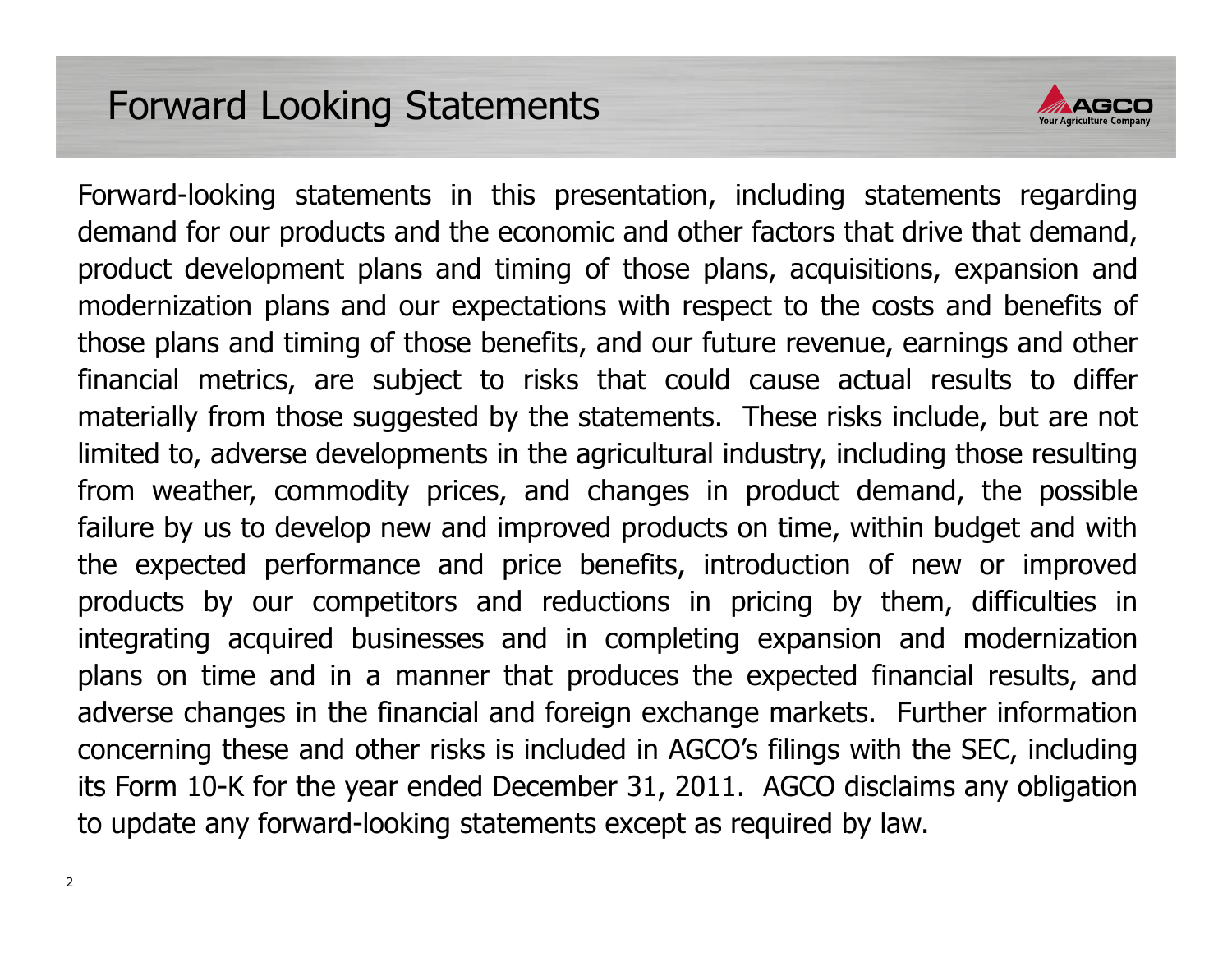# Forward Looking Statements

Forward-looking statements in this presentation, including statements regarding demand for our products and the economic and other factors that drive that demand, product development plans and timing of those plans, acquisitions, expansion and modernization plans and our expectations with respect to the costs and benefits of those plans and timing of those benefits, and our future revenue, earnings and other financial metrics, are subject to risks that could cause actual results to differ materially from those suggested by the statements. These risks include, but are not limited to, adverse developments in the agricultural industry, including those resulting from weather, commodity prices, and changes in product demand, the possible failure by us to develop new and improved products on time, within budget and with the expected performance and price benefits, introduction of new or improved products by our competitors and reductions in pricing by them, difficulties in integrating acquired businesses and in completing expansion and modernization plans on time and in a manner that produces the expected financial results, and adverse changes in the financial and foreign exchange markets. Further information concerning these and other risks is included in AGCO's filings with the SEC, including its Form 10-K for the year ended December 31, 2011. AGCO disclaims any obligation to update any forward-looking statements except as required by law.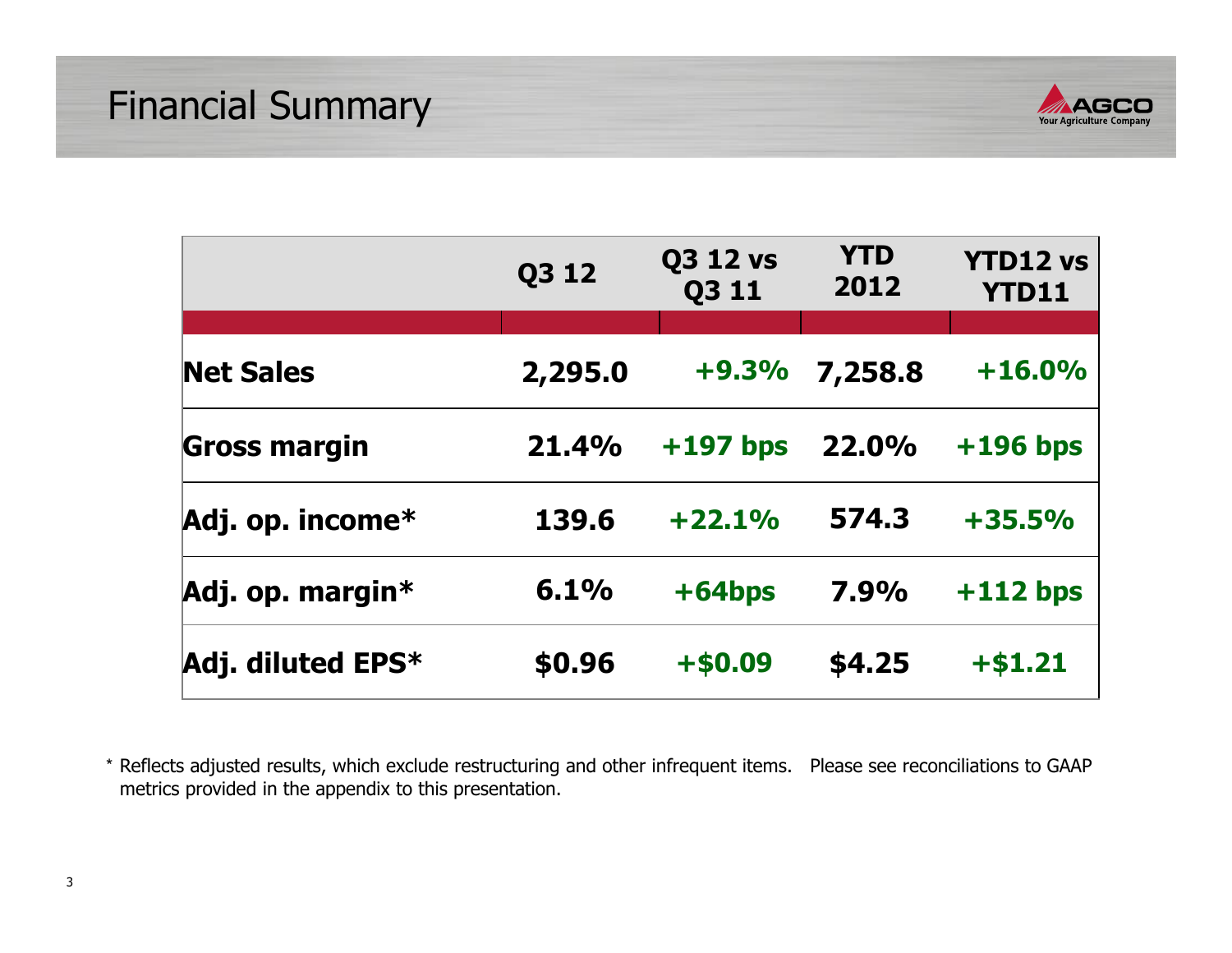# Financial Summary

|  | Q3 12 | Q3 12 vs Q3 11 | YTD 2012 | YTD12 vs YTD11 |
|---|---|---|---|---|
| **Net Sales** | **2,295.0** | **+9.3%** | **7,258.8** | **+16.0%** |
| **Gross margin** | **21.4%** | **+197 bps** | **22.0%** | **+196 bps** |
| **Adj. op. income*** | **139.6** | **+22.1%** | **574.3** | **+35.5%** |
| **Adj. op. margin*** | **6.1%** | **+64bps** | **7.9%** | **+112 bps** |
| **Adj. diluted EPS*** | **$0.96** | **+$0.09** | **$4.25** | **+$1.21** |

* Reflects adjusted results, which exclude restructuring and other infrequent items. Please see reconciliations to GAAP metrics provided in the appendix to this presentation.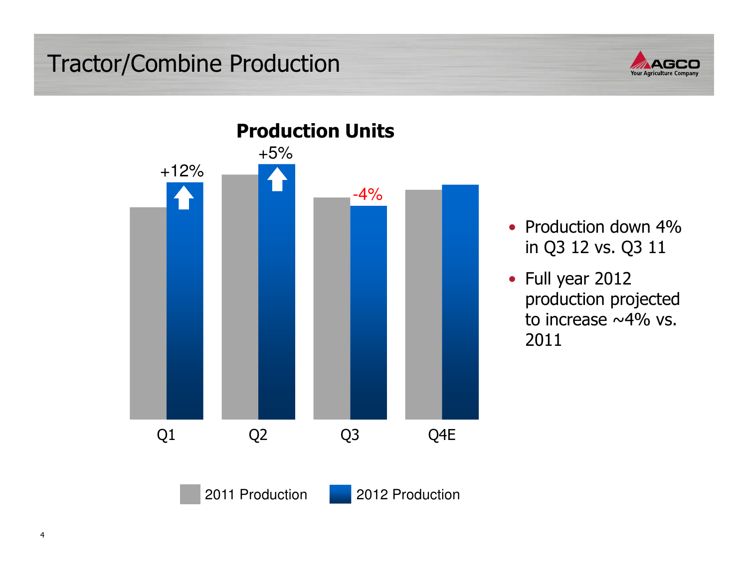# Tractor/Combine Production

**Production Units**

| | 2011 Production | 2012 Production | Change |
|---|---|---|---|
| Q1 | | | +12% |
| Q2 | | | +5% |
| Q3 | | | -4% |
| Q4E | | | |

- Production down 4% in Q3 12 vs. Q3 11
- Full year 2012 production projected to increase ~4% vs. 2011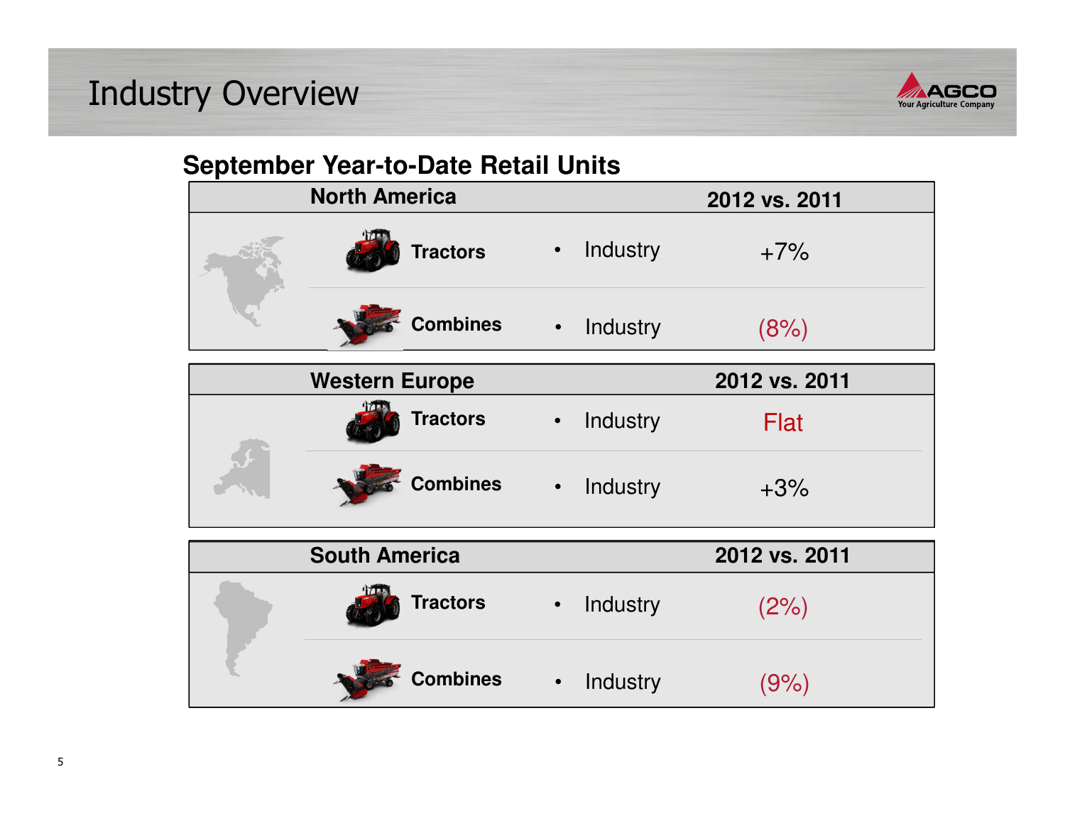# Industry Overview

## September Year-to-Date Retail Units

| North America | | | 2012 vs. 2011 |
|---|---|---|---|
| Tractors | • | Industry | +7% |
| Combines | • | Industry | (8%) |

| Western Europe | | | 2012 vs. 2011 |
|---|---|---|---|
| Tractors | • | Industry | Flat |
| Combines | • | Industry | +3% |

| South America | | | 2012 vs. 2011 |
|---|---|---|---|
| Tractors | • | Industry | (2%) |
| Combines | • | Industry | (9%) |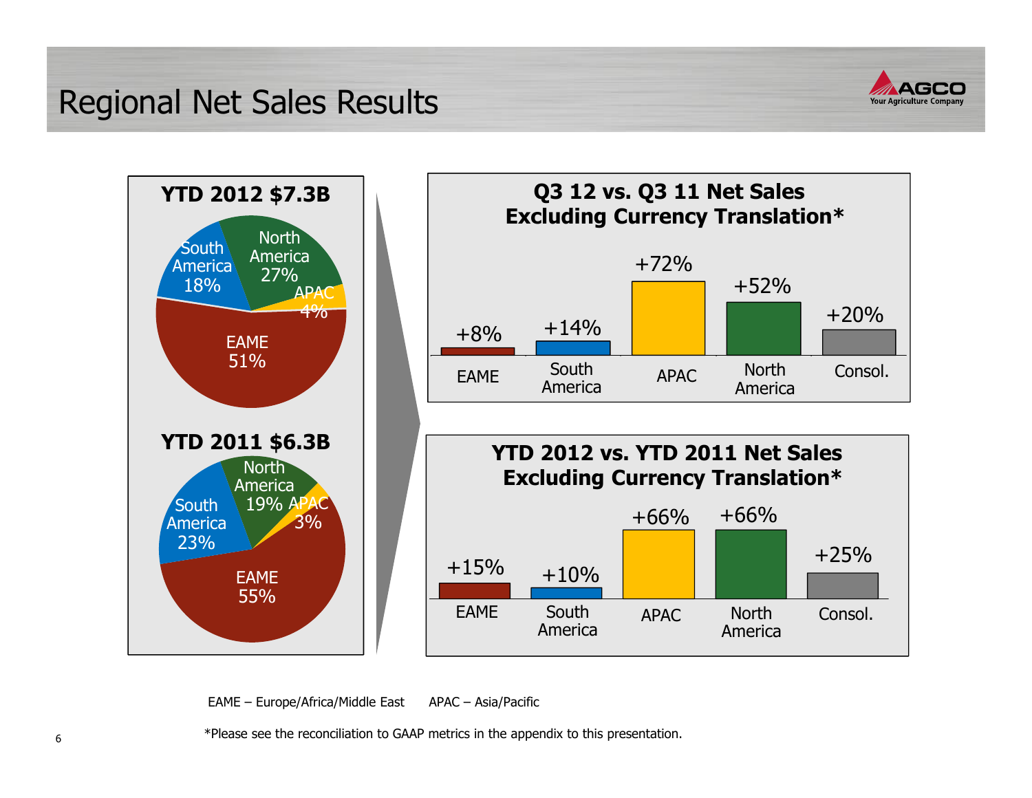# Regional Net Sales Results

## YTD 2012 $7.3B

| Region | Share |
|---|---|
| EAME | 51% |
| North America | 27% |
| South America | 18% |
| APAC | 4% |

## YTD 2011 $6.3B

| Region | Share |
|---|---|
| EAME | 55% |
| South America | 23% |
| North America | 19% |
| APAC | 3% |

## Q3 12 vs. Q3 11 Net Sales Excluding Currency Translation*

| EAME | South America | APAC | North America | Consol. |
|---|---|---|---|---|
| +8% | +14% | +72% | +52% | +20% |

## YTD 2012 vs. YTD 2011 Net Sales Excluding Currency Translation*

| EAME | South America | APAC | North America | Consol. |
|---|---|---|---|---|
| +15% | +10% | +66% | +66% | +25% |

EAME – Europe/Africa/Middle East APAC – Asia/Pacific

*Please see the reconciliation to GAAP metrics in the appendix to this presentation.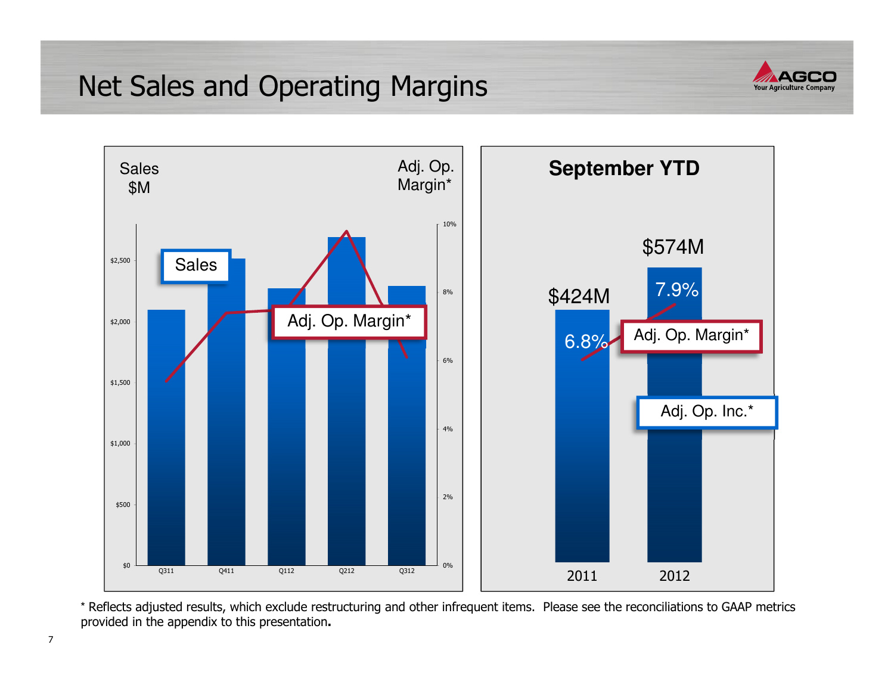# Net Sales and Operating Margins

Sales $M

Adj. Op. Margin*

| | Q311 | Q411 | Q112 | Q212 | Q312 |
|---|---|---|---|---|---|

Sales

Adj. Op. Margin*

## September YTD

| | 2011 | 2012 |
|---|---|---|
| Adj. Op. Inc.* | $424M | $574M |
| Adj. Op. Margin* | 6.8% | 7.9% |

\* Reflects adjusted results, which exclude restructuring and other infrequent items. Please see the reconciliations to GAAP metrics provided in the appendix to this presentation.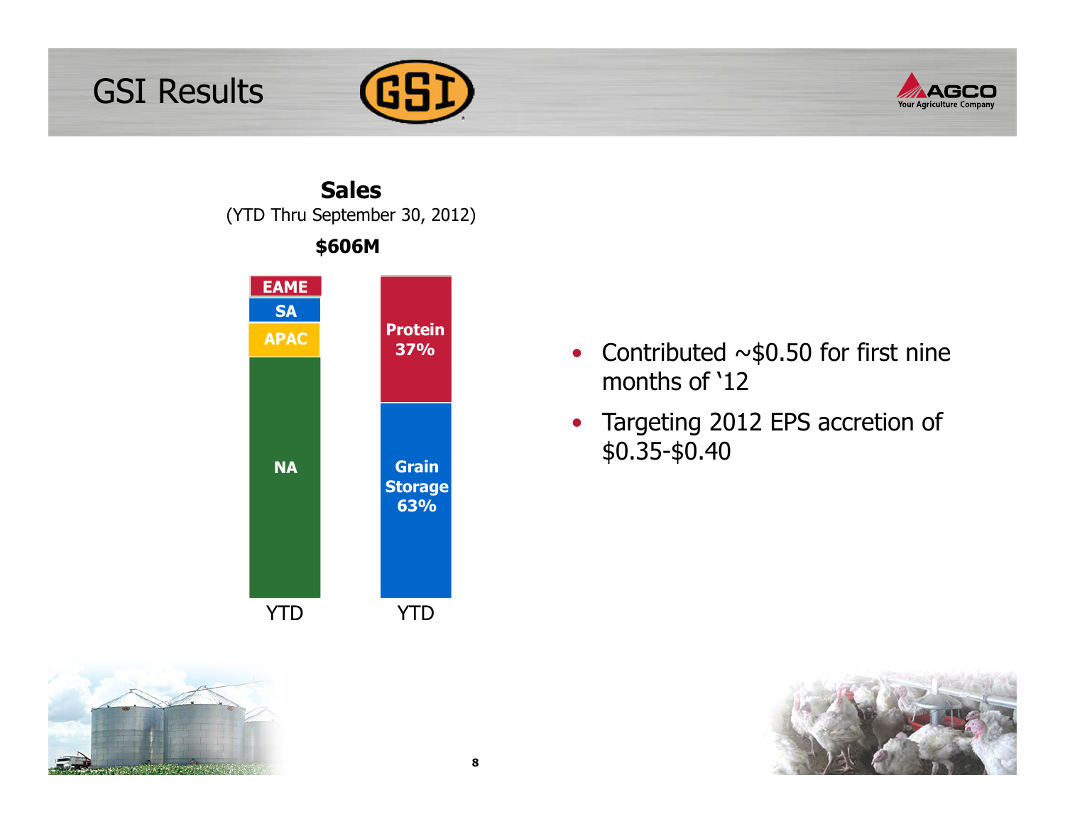# GSI Results

**Sales**
(YTD Thru September 30, 2012)

**$606M**

| YTD (Region) | YTD (Segment) |
|---|---|
| EAME | Protein 37% |
| SA | Grain Storage 63% |
| APAC | |
| NA | |

- Contributed ~$0.50 for first nine months of '12
- Targeting 2012 EPS accretion of $0.35-$0.40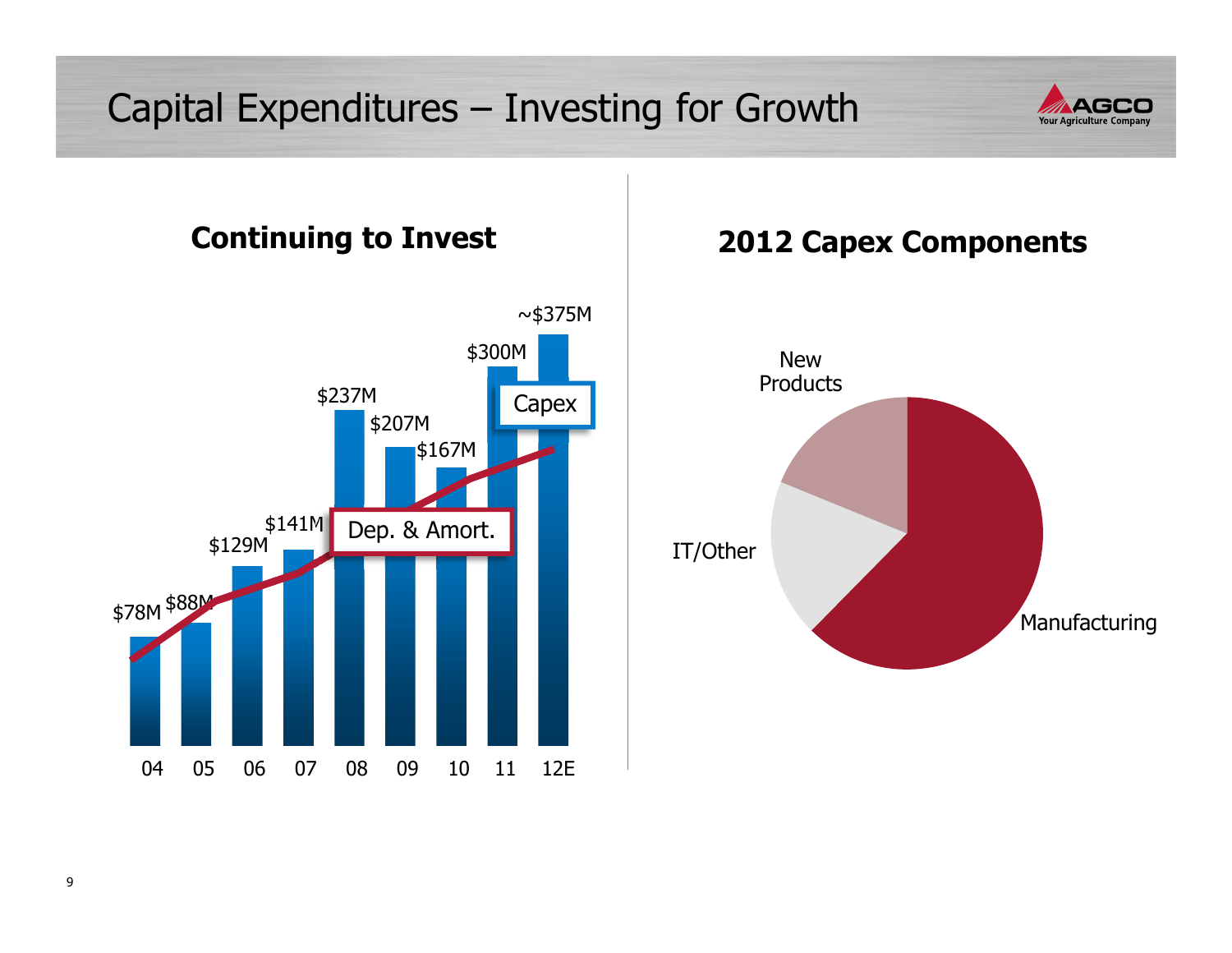# Capital Expenditures – Investing for Growth

## Continuing to Invest

| Year | Capex |
| --- | --- |
| 04 | $78M |
| 05 | $88M |
| 06 | $129M |
| 07 | $141M |
| 08 | $237M |
| 09 | $207M |
| 10 | $167M |
| 11 | $300M |
| 12E | ~$375M |

Capex

Dep. & Amort.

## 2012 Capex Components

- New Products
- IT/Other
- Manufacturing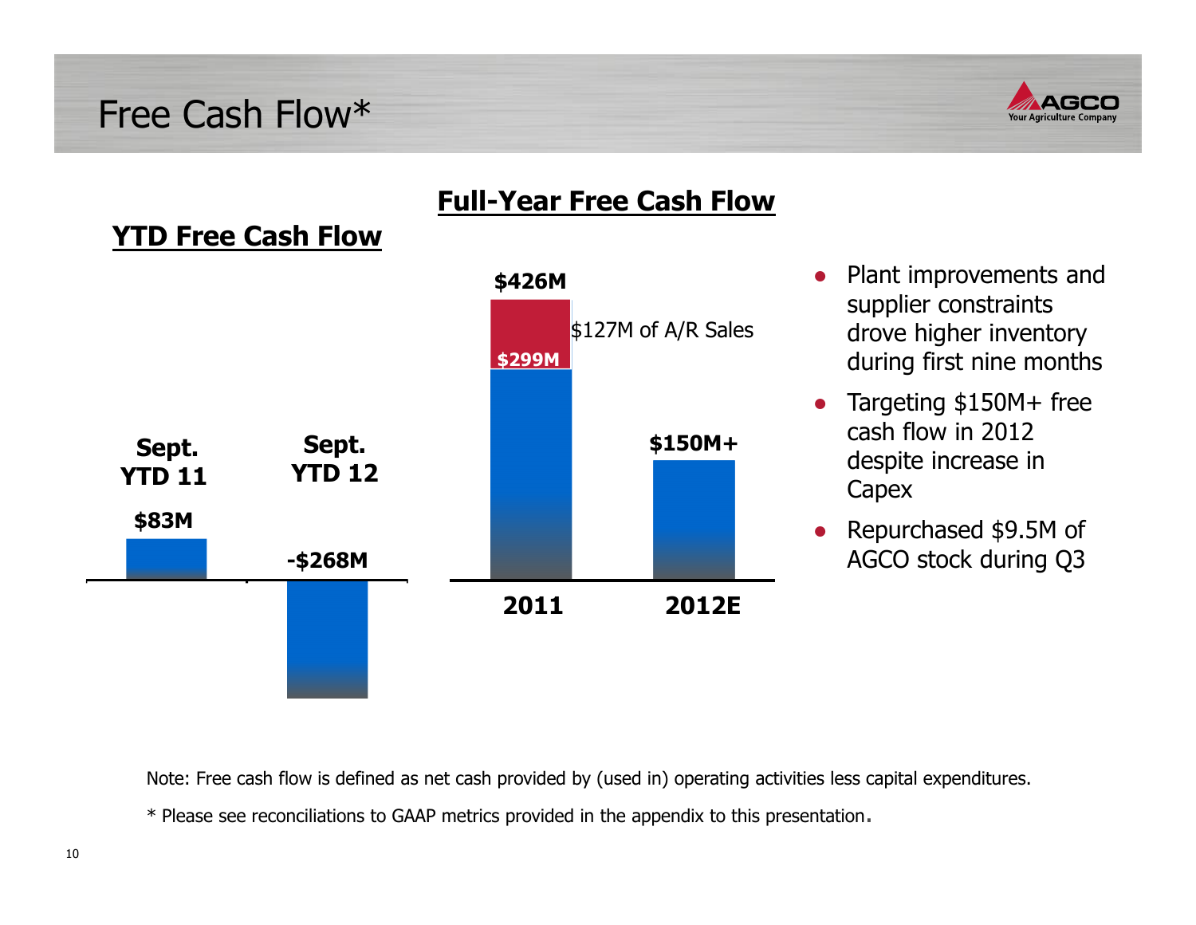# Free Cash Flow*

## YTD Free Cash Flow

| | Sept. YTD 11 | Sept. YTD 12 |
|---|---|---|
| YTD Free Cash Flow | $83M | -$268M |

## Full-Year Free Cash Flow

| | 2011 | 2012E |
|---|---|---|
| Full-Year Free Cash Flow | $426M ($299M + $127M of A/R Sales) | $150M+ |

- Plant improvements and supplier constraints drove higher inventory during first nine months
- Targeting $150M+ free cash flow in 2012 despite increase in Capex
- Repurchased $9.5M of AGCO stock during Q3

Note: Free cash flow is defined as net cash provided by (used in) operating activities less capital expenditures.

* Please see reconciliations to GAAP metrics provided in the appendix to this presentation.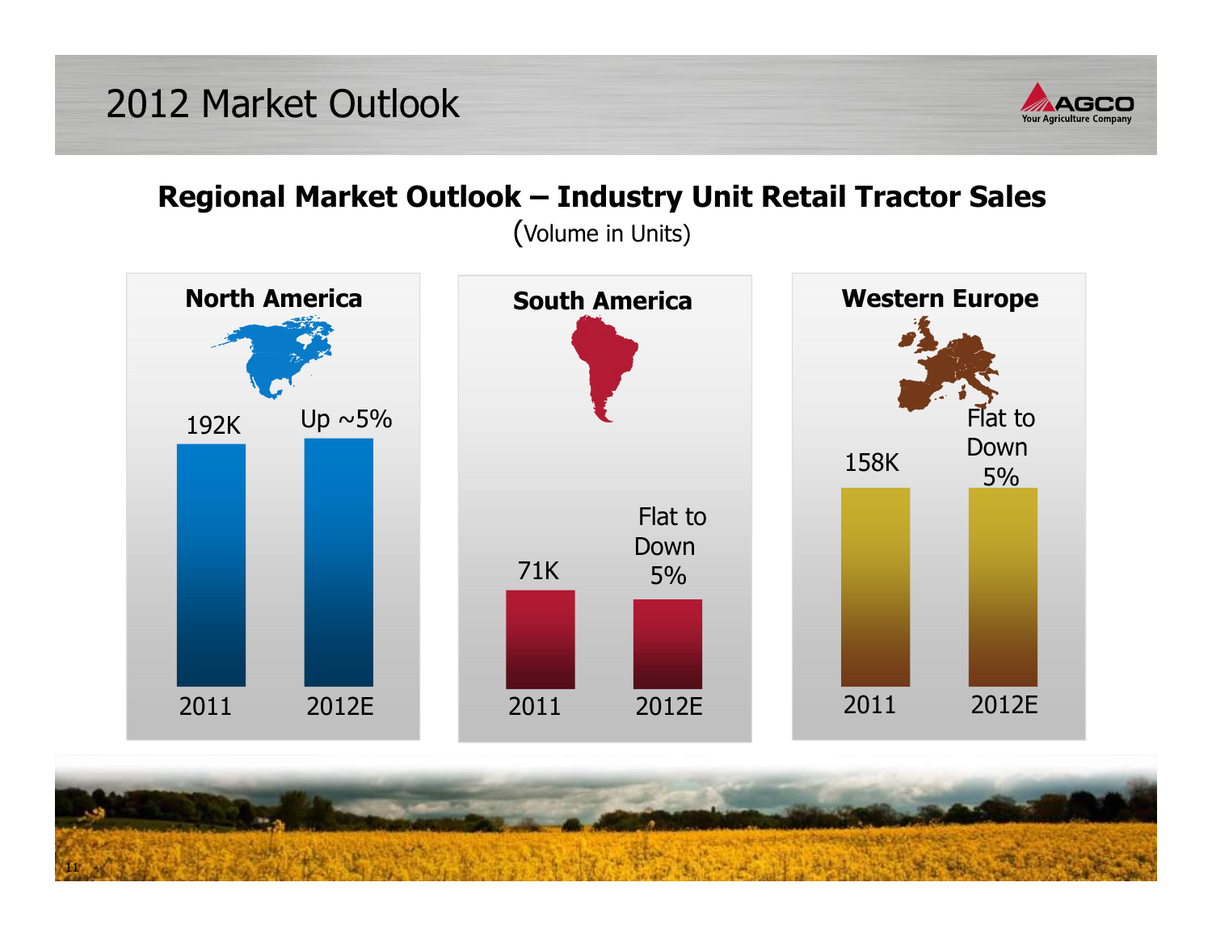# 2012 Market Outlook

## Regional Market Outlook – Industry Unit Retail Tractor Sales

(Volume in Units)

| Region | 2011 | 2012E |
| --- | --- | --- |
| North America | 192K | Up ~5% |
| South America | 71K | Flat to Down 5% |
| Western Europe | 158K | Flat to Down 5% |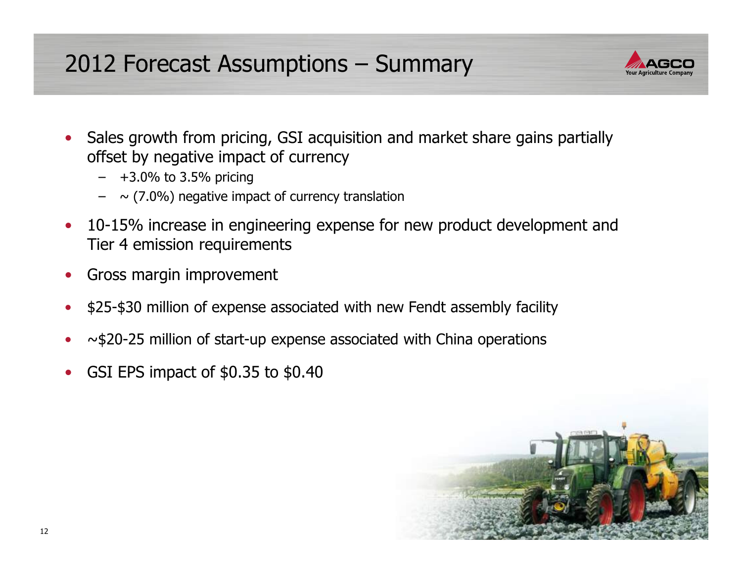# 2012 Forecast Assumptions – Summary

- Sales growth from pricing, GSI acquisition and market share gains partially offset by negative impact of currency
  - +3.0% to 3.5% pricing
  - ~ (7.0%) negative impact of currency translation
- 10-15% increase in engineering expense for new product development and Tier 4 emission requirements
- Gross margin improvement
- $25-$30 million of expense associated with new Fendt assembly facility
- ~$20-25 million of start-up expense associated with China operations
- GSI EPS impact of $0.35 to $0.40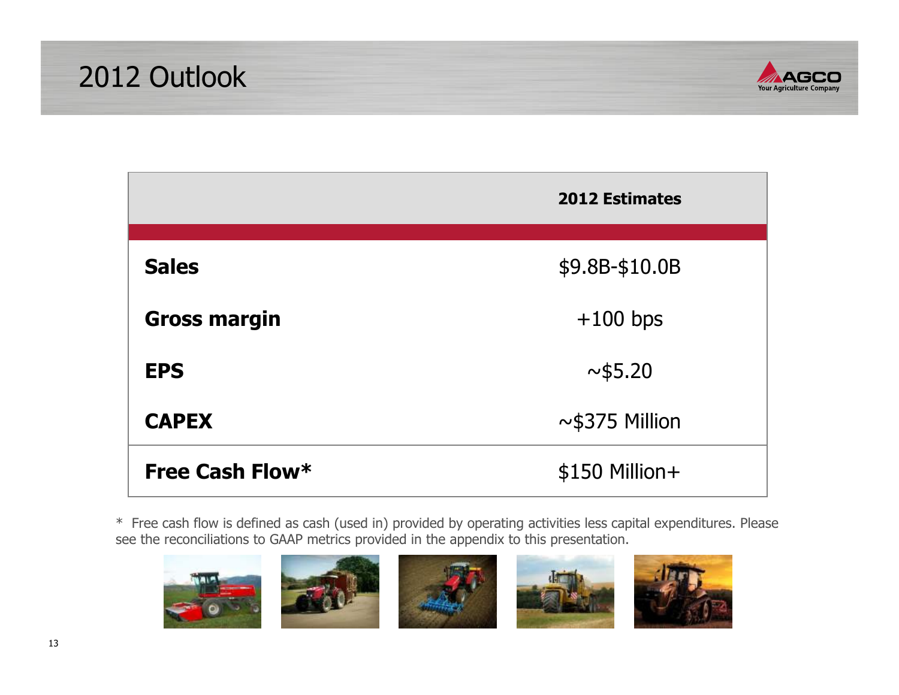# 2012 Outlook

| | 2012 Estimates |
|---|---|
| **Sales** | $9.8B-$10.0B |
| **Gross margin** | +100 bps |
| **EPS** | ~$5.20 |
| **CAPEX** | ~$375 Million |
| **Free Cash Flow*** | $150 Million+ |

* Free cash flow is defined as cash (used in) provided by operating activities less capital expenditures. Please see the reconciliations to GAAP metrics provided in the appendix to this presentation.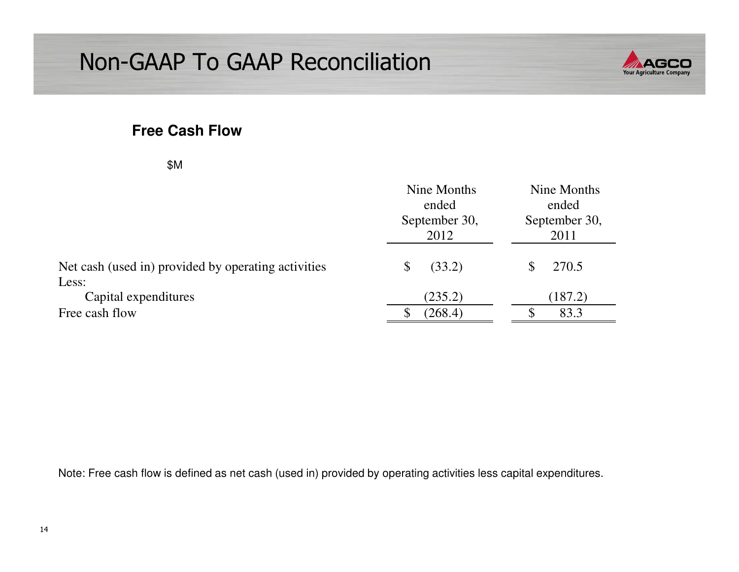# Non-GAAP To GAAP Reconciliation

AGCO
Your Agriculture Company

## Free Cash Flow

$M

| | Nine Months ended September 30, 2012 | Nine Months ended September 30, 2011 |
|---|---|---|
| Net cash (used in) provided by operating activities | $ (33.2) | $ 270.5 |
| Less: | | |
| Capital expenditures | (235.2) | (187.2) |
| Free cash flow | $ (268.4) | $ 83.3 |

Note: Free cash flow is defined as net cash (used in) provided by operating activities less capital expenditures.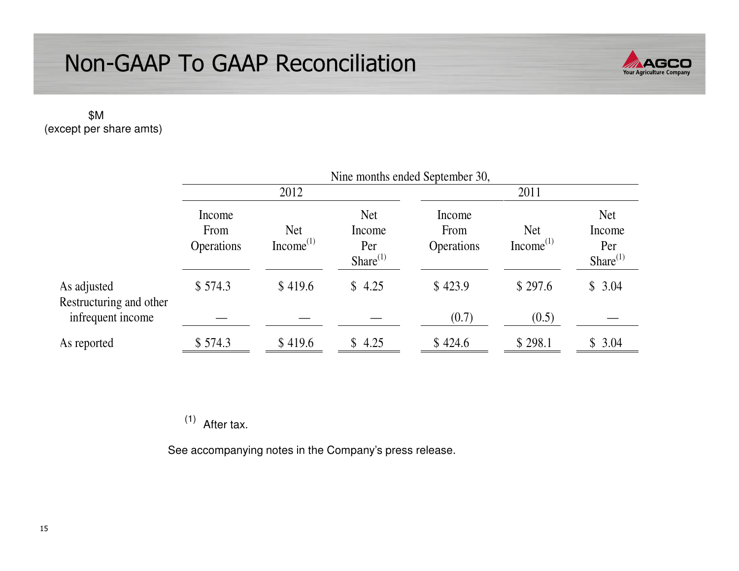# Non-GAAP To GAAP Reconciliation

$M
(except per share amts)

| | Nine months ended September 30, | | | | | |
|---|---|---|---|---|---|---|
| | 2012 | | | 2011 | | |
| | Income From Operations | Net Income[1] | Net Income Per Share[1] | Income From Operations | Net Income[1] | Net Income Per Share[1] |
| As adjusted | $ 574.3 | $ 419.6 | $ 4.25 | $ 423.9 | $ 297.6 | $ 3.04 |
| Restructuring and other infrequent income | — | — | — | (0.7) | (0.5) | — |
| As reported | $ 574.3 | $ 419.6 | $ 4.25 | $ 424.6 | $ 298.1 | $ 3.04 |

[1] After tax.

See accompanying notes in the Company's press release.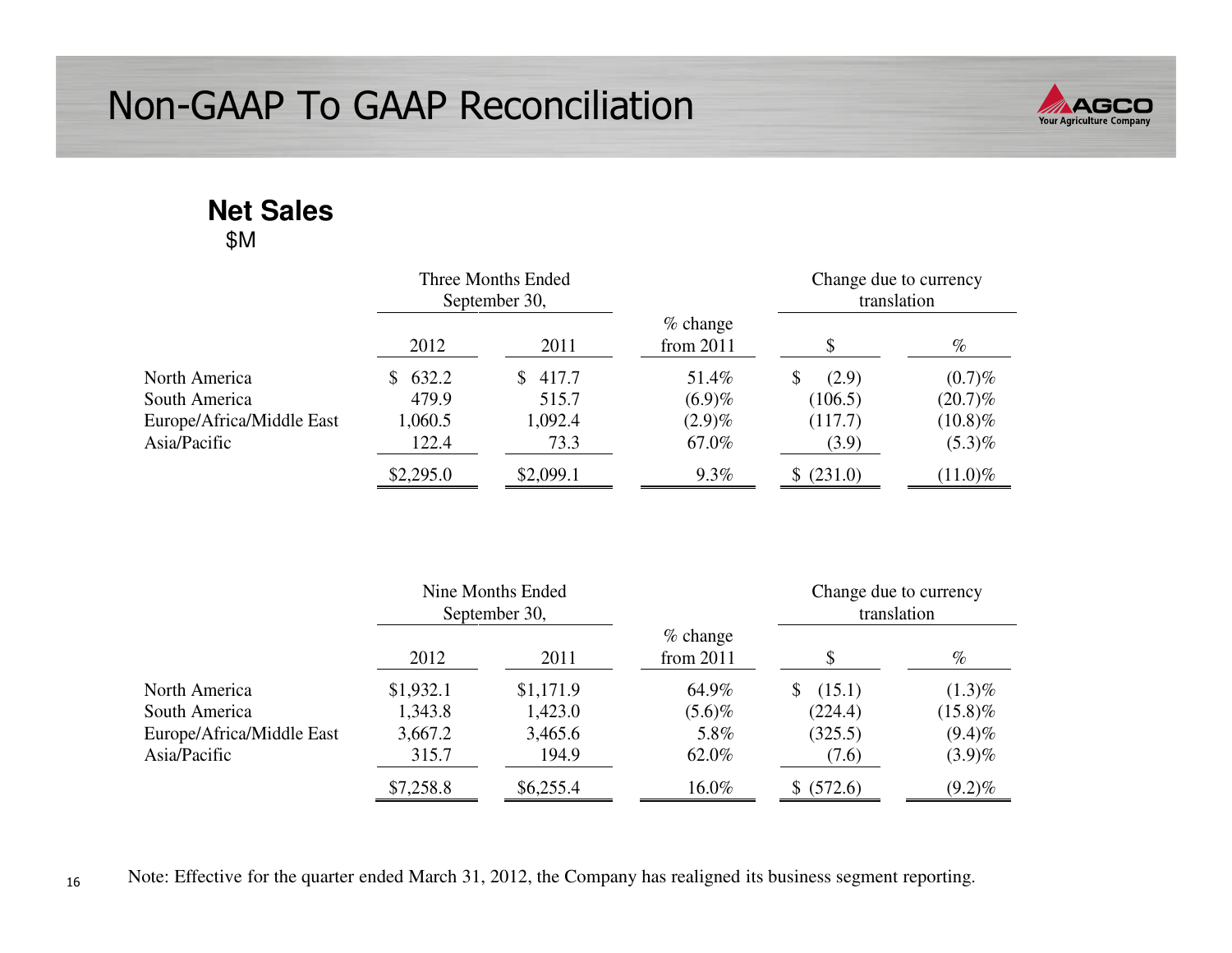# Non-GAAP To GAAP Reconciliation

## Net Sales

$M

| | Three Months Ended September 30, | | | Change due to currency translation | |
|---|---|---|---|---|---|
| | 2012 | 2011 | % change from 2011 | $ | % |
| North America | $ 632.2 | $ 417.7 | 51.4% | $ (2.9) | (0.7)% |
| South America | 479.9 | 515.7 | (6.9)% | (106.5) | (20.7)% |
| Europe/Africa/Middle East | 1,060.5 | 1,092.4 | (2.9)% | (117.7) | (10.8)% |
| Asia/Pacific | 122.4 | 73.3 | 67.0% | (3.9) | (5.3)% |
| | $2,295.0 | $2,099.1 | 9.3% | $ (231.0) | (11.0)% |

| | Nine Months Ended September 30, | | | Change due to currency translation | |
|---|---|---|---|---|---|
| | 2012 | 2011 | % change from 2011 | $ | % |
| North America | $1,932.1 | $1,171.9 | 64.9% | $ (15.1) | (1.3)% |
| South America | 1,343.8 | 1,423.0 | (5.6)% | (224.4) | (15.8)% |
| Europe/Africa/Middle East | 3,667.2 | 3,465.6 | 5.8% | (325.5) | (9.4)% |
| Asia/Pacific | 315.7 | 194.9 | 62.0% | (7.6) | (3.9)% |
| | $7,258.8 | $6,255.4 | 16.0% | $ (572.6) | (9.2)% |

Note: Effective for the quarter ended March 31, 2012, the Company has realigned its business segment reporting.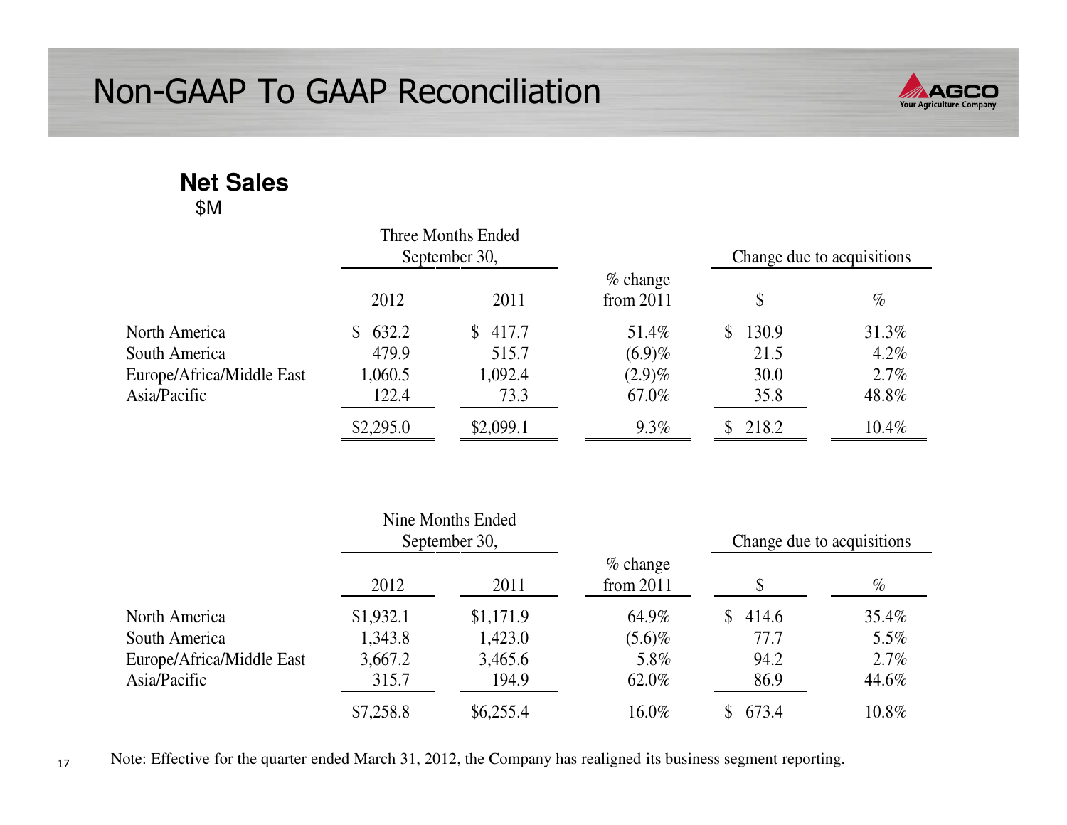# Non-GAAP To GAAP Reconciliation

## Net Sales

$M

| | Three Months Ended September 30, | | % change from 2011 | Change due to acquisitions | |
|---|---|---|---|---|---|
| | 2012 | 2011 | | $ | % |
| North America | $ 632.2 | $ 417.7 | 51.4% | $ 130.9 | 31.3% |
| South America | 479.9 | 515.7 | (6.9)% | 21.5 | 4.2% |
| Europe/Africa/Middle East | 1,060.5 | 1,092.4 | (2.9)% | 30.0 | 2.7% |
| Asia/Pacific | 122.4 | 73.3 | 67.0% | 35.8 | 48.8% |
| | $2,295.0 | $2,099.1 | 9.3% | $ 218.2 | 10.4% |

| | Nine Months Ended September 30, | | % change from 2011 | Change due to acquisitions | |
|---|---|---|---|---|---|
| | 2012 | 2011 | | $ | % |
| North America | $1,932.1 | $1,171.9 | 64.9% | $ 414.6 | 35.4% |
| South America | 1,343.8 | 1,423.0 | (5.6)% | 77.7 | 5.5% |
| Europe/Africa/Middle East | 3,667.2 | 3,465.6 | 5.8% | 94.2 | 2.7% |
| Asia/Pacific | 315.7 | 194.9 | 62.0% | 86.9 | 44.6% |
| | $7,258.8 | $6,255.4 | 16.0% | $ 673.4 | 10.8% |

Note: Effective for the quarter ended March 31, 2012, the Company has realigned its business segment reporting.